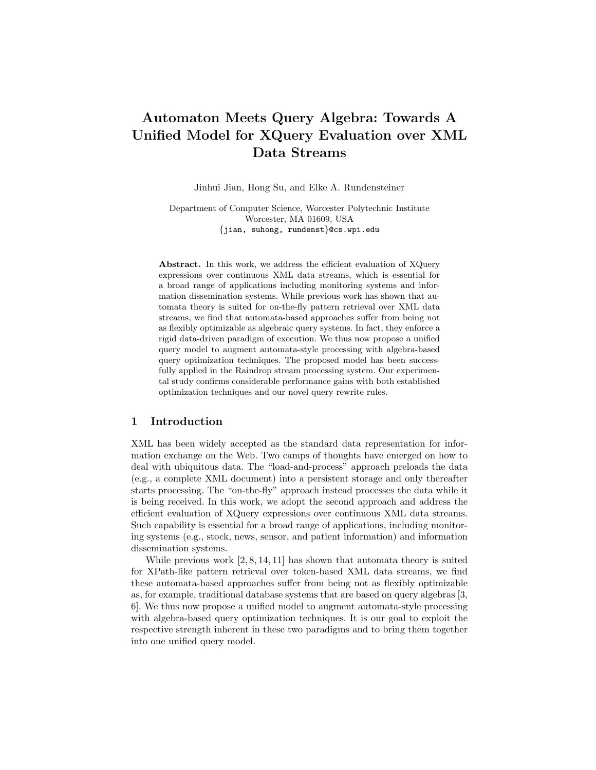# Automaton Meets Query Algebra: Towards A Unified Model for XQuery Evaluation over XML Data Streams

Jinhui Jian, Hong Su, and Elke A. Rundensteiner

Department of Computer Science, Worcester Polytechnic Institute
Worcester, MA 01609, USA
{jian, suhong, rundenst}@cs.wpi.edu

**Abstract.** In this work, we address the efficient evaluation of XQuery expressions over continuous XML data streams, which is essential for a broad range of applications including monitoring systems and information dissemination systems. While previous work has shown that automata theory is suited for on-the-fly pattern retrieval over XML data streams, we find that automata-based approaches suffer from being not as flexibly optimizable as algebraic query systems. In fact, they enforce a rigid data-driven paradigm of execution. We thus now propose a unified query model to augment automata-style processing with algebra-based query optimization techniques. The proposed model has been successfully applied in the Raindrop stream processing system. Our experimental study confirms considerable performance gains with both established optimization techniques and our novel query rewrite rules.

## 1 Introduction

XML has been widely accepted as the standard data representation for information exchange on the Web. Two camps of thoughts have emerged on how to deal with ubiquitous data. The "load-and-process" approach preloads the data (e.g., a complete XML document) into a persistent storage and only thereafter starts processing. The "on-the-fly" approach instead processes the data while it is being received. In this work, we adopt the second approach and address the efficient evaluation of XQuery expressions over continuous XML data streams. Such capability is essential for a broad range of applications, including monitoring systems (e.g., stock, news, sensor, and patient information) and information dissemination systems.

While previous work [2, 8, 14, 11] has shown that automata theory is suited for XPath-like pattern retrieval over token-based XML data streams, we find these automata-based approaches suffer from being not as flexibly optimizable as, for example, traditional database systems that are based on query algebras [3, 6]. We thus now propose a unified model to augment automata-style processing with algebra-based query optimization techniques. It is our goal to exploit the respective strength inherent in these two paradigms and to bring them together into one unified query model.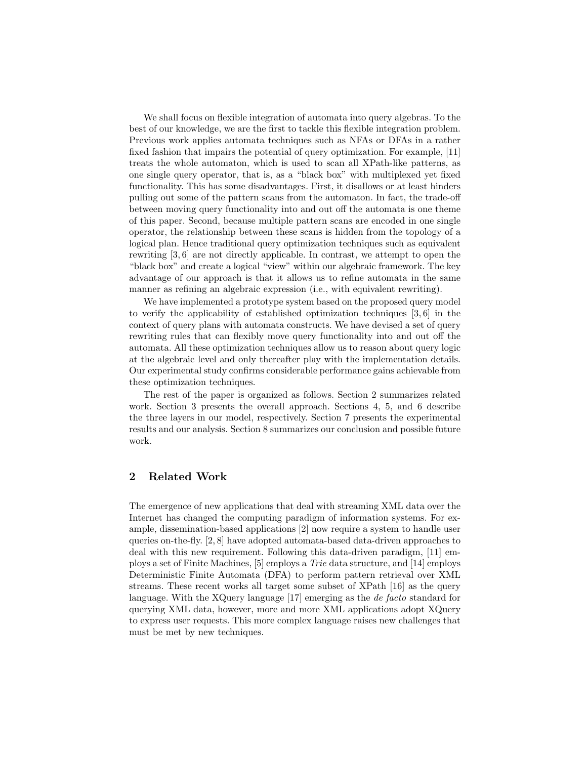We shall focus on flexible integration of automata into query algebras. To the best of our knowledge, we are the first to tackle this flexible integration problem. Previous work applies automata techniques such as NFAs or DFAs in a rather fixed fashion that impairs the potential of query optimization. For example, [11] treats the whole automaton, which is used to scan all XPath-like patterns, as one single query operator, that is, as a "black box" with multiplexed yet fixed functionality. This has some disadvantages. First, it disallows or at least hinders pulling out some of the pattern scans from the automaton. In fact, the trade-off between moving query functionality into and out off the automata is one theme of this paper. Second, because multiple pattern scans are encoded in one single operator, the relationship between these scans is hidden from the topology of a logical plan. Hence traditional query optimization techniques such as equivalent rewriting [3, 6] are not directly applicable. In contrast, we attempt to open the "black box" and create a logical "view" within our algebraic framework. The key advantage of our approach is that it allows us to refine automata in the same manner as refining an algebraic expression (i.e., with equivalent rewriting).

We have implemented a prototype system based on the proposed query model to verify the applicability of established optimization techniques [3, 6] in the context of query plans with automata constructs. We have devised a set of query rewriting rules that can flexibly move query functionality into and out off the automata. All these optimization techniques allow us to reason about query logic at the algebraic level and only thereafter play with the implementation details. Our experimental study confirms considerable performance gains achievable from these optimization techniques.

The rest of the paper is organized as follows. Section 2 summarizes related work. Section 3 presents the overall approach. Sections 4, 5, and 6 describe the three layers in our model, respectively. Section 7 presents the experimental results and our analysis. Section 8 summarizes our conclusion and possible future work.

## 2 Related Work

The emergence of new applications that deal with streaming XML data over the Internet has changed the computing paradigm of information systems. For example, dissemination-based applications [2] now require a system to handle user queries on-the-fly. [2, 8] have adopted automata-based data-driven approaches to deal with this new requirement. Following this data-driven paradigm, [11] employs a set of Finite Machines, [5] employs a *Trie* data structure, and [14] employs Deterministic Finite Automata (DFA) to perform pattern retrieval over XML streams. These recent works all target some subset of XPath [16] as the query language. With the XQuery language [17] emerging as the *de facto* standard for querying XML data, however, more and more XML applications adopt XQuery to express user requests. This more complex language raises new challenges that must be met by new techniques.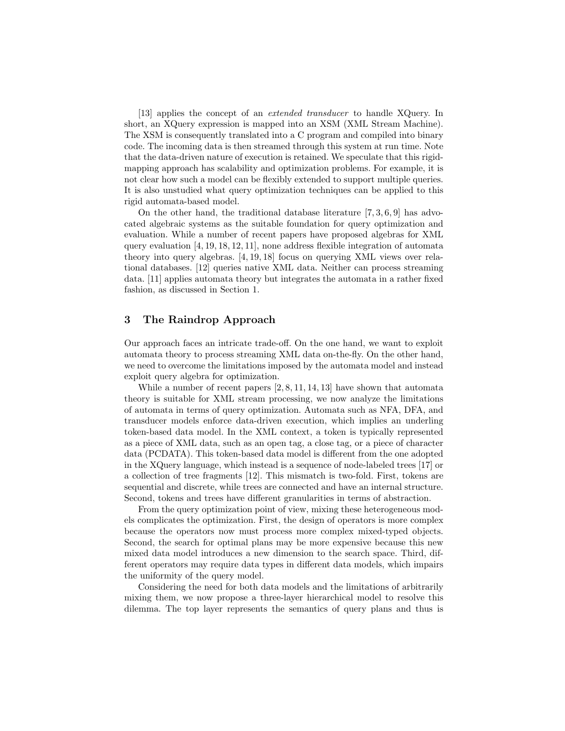[13] applies the concept of an *extended transducer* to handle XQuery. In short, an XQuery expression is mapped into an XSM (XML Stream Machine). The XSM is consequently translated into a C program and compiled into binary code. The incoming data is then streamed through this system at run time. Note that the data-driven nature of execution is retained. We speculate that this rigid-mapping approach has scalability and optimization problems. For example, it is not clear how such a model can be flexibly extended to support multiple queries. It is also unstudied what query optimization techniques can be applied to this rigid automata-based model.

On the other hand, the traditional database literature [7, 3, 6, 9] has advocated algebraic systems as the suitable foundation for query optimization and evaluation. While a number of recent papers have proposed algebras for XML query evaluation [4, 19, 18, 12, 11], none address flexible integration of automata theory into query algebras. [4, 19, 18] focus on querying XML views over relational databases. [12] queries native XML data. Neither can process streaming data. [11] applies automata theory but integrates the automata in a rather fixed fashion, as discussed in Section 1.

## 3 The Raindrop Approach

Our approach faces an intricate trade-off. On the one hand, we want to exploit automata theory to process streaming XML data on-the-fly. On the other hand, we need to overcome the limitations imposed by the automata model and instead exploit query algebra for optimization.

While a number of recent papers [2, 8, 11, 14, 13] have shown that automata theory is suitable for XML stream processing, we now analyze the limitations of automata in terms of query optimization. Automata such as NFA, DFA, and transducer models enforce data-driven execution, which implies an underling token-based data model. In the XML context, a token is typically represented as a piece of XML data, such as an open tag, a close tag, or a piece of character data (PCDATA). This token-based data model is different from the one adopted in the XQuery language, which instead is a sequence of node-labeled trees [17] or a collection of tree fragments [12]. This mismatch is two-fold. First, tokens are sequential and discrete, while trees are connected and have an internal structure. Second, tokens and trees have different granularities in terms of abstraction.

From the query optimization point of view, mixing these heterogeneous models complicates the optimization. First, the design of operators is more complex because the operators now must process more complex mixed-typed objects. Second, the search for optimal plans may be more expensive because this new mixed data model introduces a new dimension to the search space. Third, different operators may require data types in different data models, which impairs the uniformity of the query model.

Considering the need for both data models and the limitations of arbitrarily mixing them, we now propose a three-layer hierarchical model to resolve this dilemma. The top layer represents the semantics of query plans and thus is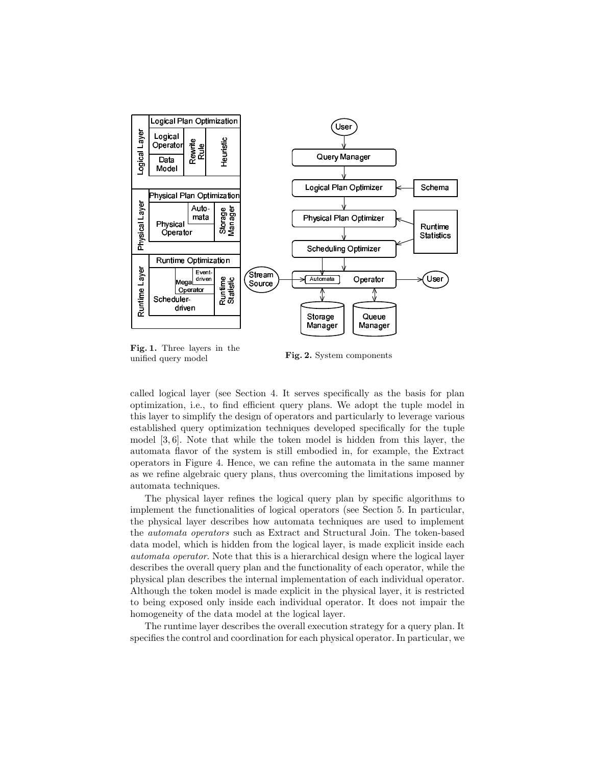**Fig. 1.** Three layers in the unified query model

**Fig. 2.** System components

called logical layer (see Section 4. It serves specifically as the basis for plan optimization, i.e., to find efficient query plans. We adopt the tuple model in this layer to simplify the design of operators and particularly to leverage various established query optimization techniques developed specifically for the tuple model [3, 6]. Note that while the token model is hidden from this layer, the automata flavor of the system is still embodied in, for example, the Extract operators in Figure 4. Hence, we can refine the automata in the same manner as we refine algebraic query plans, thus overcoming the limitations imposed by automata techniques.

The physical layer refines the logical query plan by specific algorithms to implement the functionalities of logical operators (see Section 5. In particular, the physical layer describes how automata techniques are used to implement the *automata operators* such as Extract and Structural Join. The token-based data model, which is hidden from the logical layer, is made explicit inside each *automata operator*. Note that this is a hierarchical design where the logical layer describes the overall query plan and the functionality of each operator, while the physical plan describes the internal implementation of each individual operator. Although the token model is made explicit in the physical layer, it is restricted to being exposed only inside each individual operator. It does not impair the homogeneity of the data model at the logical layer.

The runtime layer describes the overall execution strategy for a query plan. It specifies the control and coordination for each physical operator. In particular, we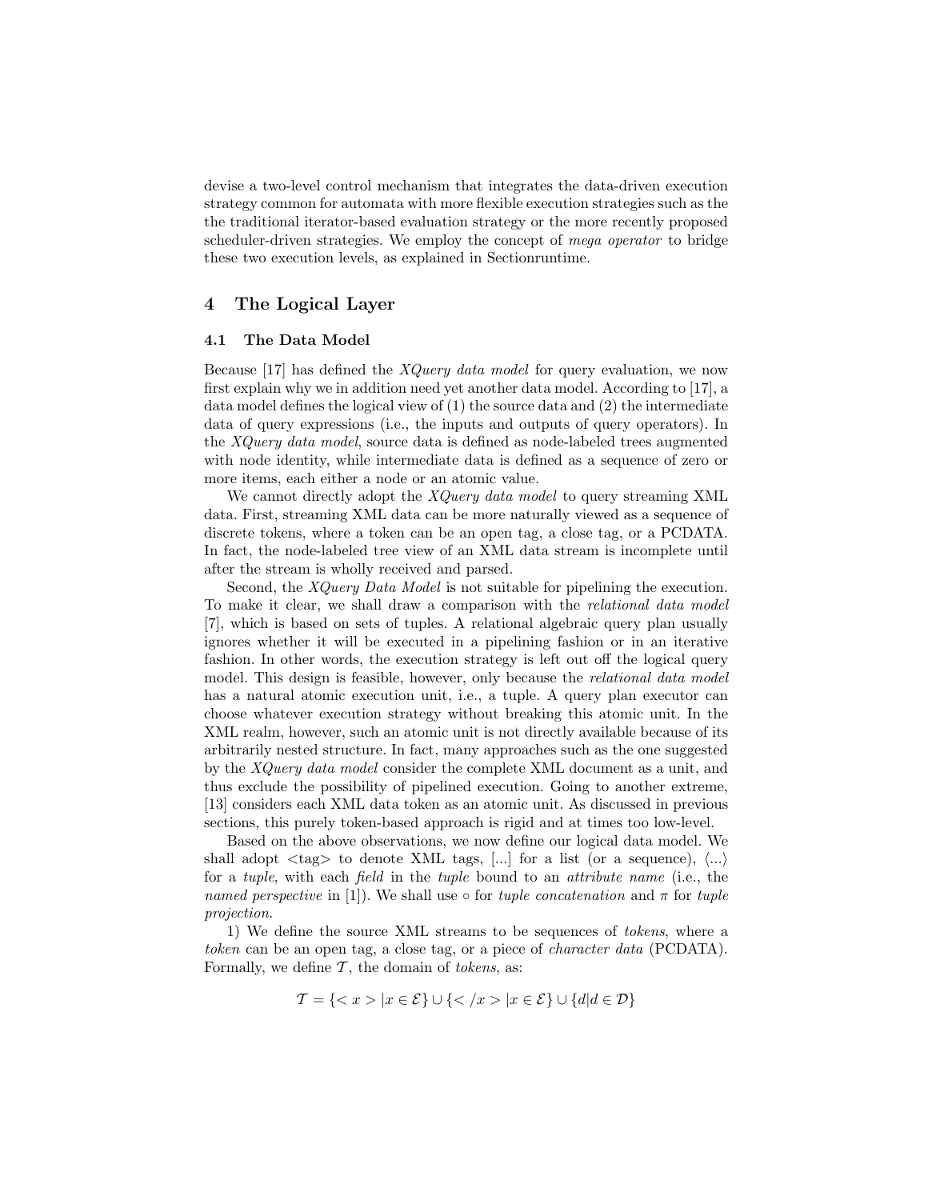devise a two-level control mechanism that integrates the data-driven execution strategy common for automata with more flexible execution strategies such as the the traditional iterator-based evaluation strategy or the more recently proposed scheduler-driven strategies. We employ the concept of *mega operator* to bridge these two execution levels, as explained in Sectionruntime.

## 4 The Logical Layer

### 4.1 The Data Model

Because [17] has defined the *XQuery data model* for query evaluation, we now first explain why we in addition need yet another data model. According to [17], a data model defines the logical view of (1) the source data and (2) the intermediate data of query expressions (i.e., the inputs and outputs of query operators). In the *XQuery data model*, source data is defined as node-labeled trees augmented with node identity, while intermediate data is defined as a sequence of zero or more items, each either a node or an atomic value.

We cannot directly adopt the *XQuery data model* to query streaming XML data. First, streaming XML data can be more naturally viewed as a sequence of discrete tokens, where a token can be an open tag, a close tag, or a PCDATA. In fact, the node-labeled tree view of an XML data stream is incomplete until after the stream is wholly received and parsed.

Second, the *XQuery Data Model* is not suitable for pipelining the execution. To make it clear, we shall draw a comparison with the *relational data model* [7], which is based on sets of tuples. A relational algebraic query plan usually ignores whether it will be executed in a pipelining fashion or in an iterative fashion. In other words, the execution strategy is left out off the logical query model. This design is feasible, however, only because the *relational data model* has a natural atomic execution unit, i.e., a tuple. A query plan executor can choose whatever execution strategy without breaking this atomic unit. In the XML realm, however, such an atomic unit is not directly available because of its arbitrarily nested structure. In fact, many approaches such as the one suggested by the *XQuery data model* consider the complete XML document as a unit, and thus exclude the possibility of pipelined execution. Going to another extreme, [13] considers each XML data token as an atomic unit. As discussed in previous sections, this purely token-based approach is rigid and at times too low-level.

Based on the above observations, we now define our logical data model. We shall adopt <tag> to denote XML tags, [...] for a list (or a sequence), $\langle ... \rangle$ for a *tuple*, with each *field* in the *tuple* bound to an *attribute name* (i.e., the *named perspective* in [1]). We shall use $\circ$ for *tuple concatenation* and $\pi$ for *tuple projection*.

1) We define the source XML streams to be sequences of *tokens*, where a *token* can be an open tag, a close tag, or a piece of *character data* (PCDATA). Formally, we define $\mathcal{T}$, the domain of *tokens*, as:

$$\mathcal{T} = \{< x > | x \in \mathcal{E}\} \cup \{< /x > | x \in \mathcal{E}\} \cup \{d | d \in \mathcal{D}\}$$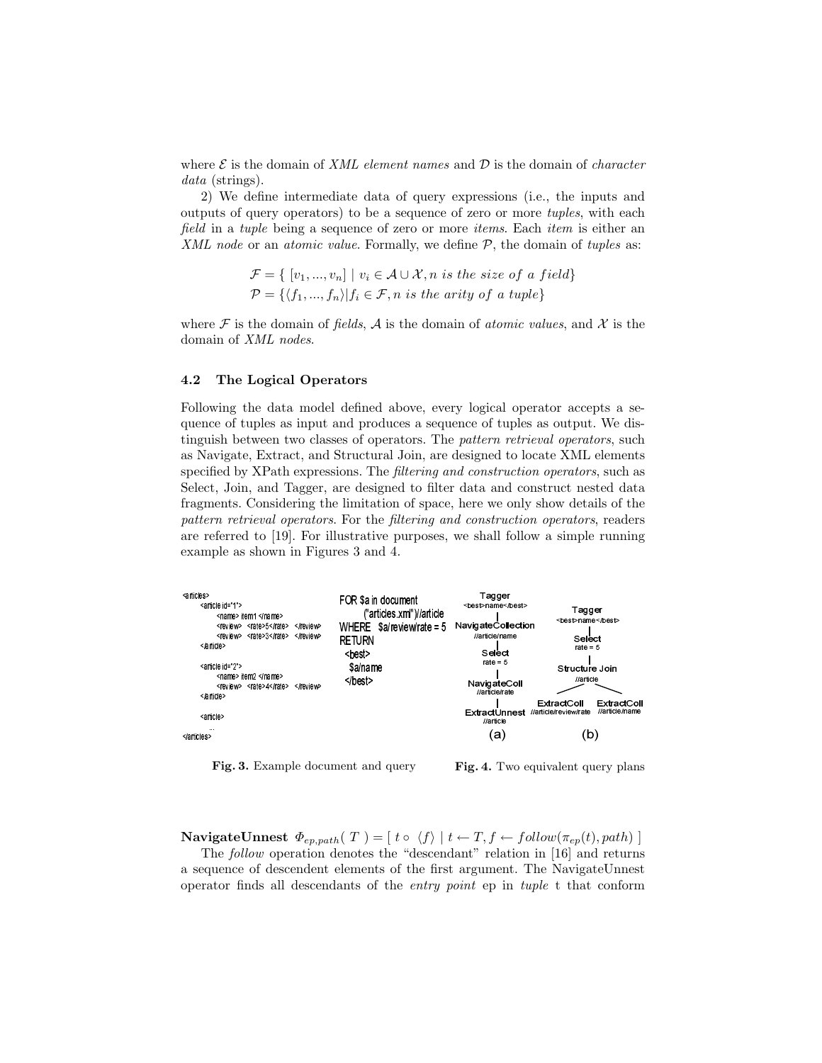where $\mathcal{E}$ is the domain of *XML element names* and $\mathcal{D}$ is the domain of *character data* (strings).

2) We define intermediate data of query expressions (i.e., the inputs and outputs of query operators) to be a sequence of zero or more *tuples*, with each *field* in a *tuple* being a sequence of zero or more *items*. Each *item* is either an *XML node* or an *atomic value*. Formally, we define $\mathcal{P}$, the domain of *tuples* as:

$$\mathcal{F} = \{ \ [v_1, ..., v_n] \mid v_i \in \mathcal{A} \cup \mathcal{X}, n \ is \ the \ size \ of \ a \ field\}$$
$$\mathcal{P} = \{\langle f_1, ..., f_n \rangle | f_i \in \mathcal{F}, n \ is \ the \ arity \ of \ a \ tuple\}$$

where $\mathcal{F}$ is the domain of *fields*, $\mathcal{A}$ is the domain of *atomic values*, and $\mathcal{X}$ is the domain of *XML nodes*.

### 4.2 The Logical Operators

Following the data model defined above, every logical operator accepts a sequence of tuples as input and produces a sequence of tuples as output. We distinguish between two classes of operators. The *pattern retrieval operators*, such as Navigate, Extract, and Structural Join, are designed to locate XML elements specified by XPath expressions. The *filtering and construction operators*, such as Select, Join, and Tagger, are designed to filter data and construct nested data fragments. Considering the limitation of space, here we only show details of the *pattern retrieval operators*. For the *filtering and construction operators*, readers are referred to [19]. For illustrative purposes, we shall follow a simple running example as shown in Figures 3 and 4.

```
<articles>
    <article id="1">
        <name> item1 </name>
        <review> <rate>5</rate> </review>
        <review> <rate>3</rate> </review>
    </article>

    <article id="2">
        <name> item2 </name>
        <review> <rate>4</rate> </review>
    </article>

    <article>
    ...
</articles>
```

```
FOR $a in document
    ("articles.xml")//article
WHERE $a/review/rate = 5
RETURN
  <best>
    $a/name
  </best>
```

**Fig. 3.** Example document and query

```
(a)                                  (b)
Tagger                               Tagger
<best>name</best>                    <best>name</best>
  |                                    |
NavigateCollection                   Select
//article/name                       rate = 5
  |                                    |
Select                               Structure Join
rate = 5                             //article
  |                                  /          \
NavigateColl                   ExtractColl     ExtractColl
//article/rate           //article/review/rate  //article/name
  |
ExtractUnnest
//article
```

**Fig. 4.** Two equivalent query plans

**NavigateUnnest** $\Phi_{ep,path}(\ T\ ) = [\ t \circ \langle f \rangle \mid t \leftarrow T, f \leftarrow follow(\pi_{ep}(t), path)\ ]$

The *follow* operation denotes the "descendant" relation in [16] and returns a sequence of descendent elements of the first argument. The NavigateUnnest operator finds all descendants of the *entry point* ep in *tuple* t that conform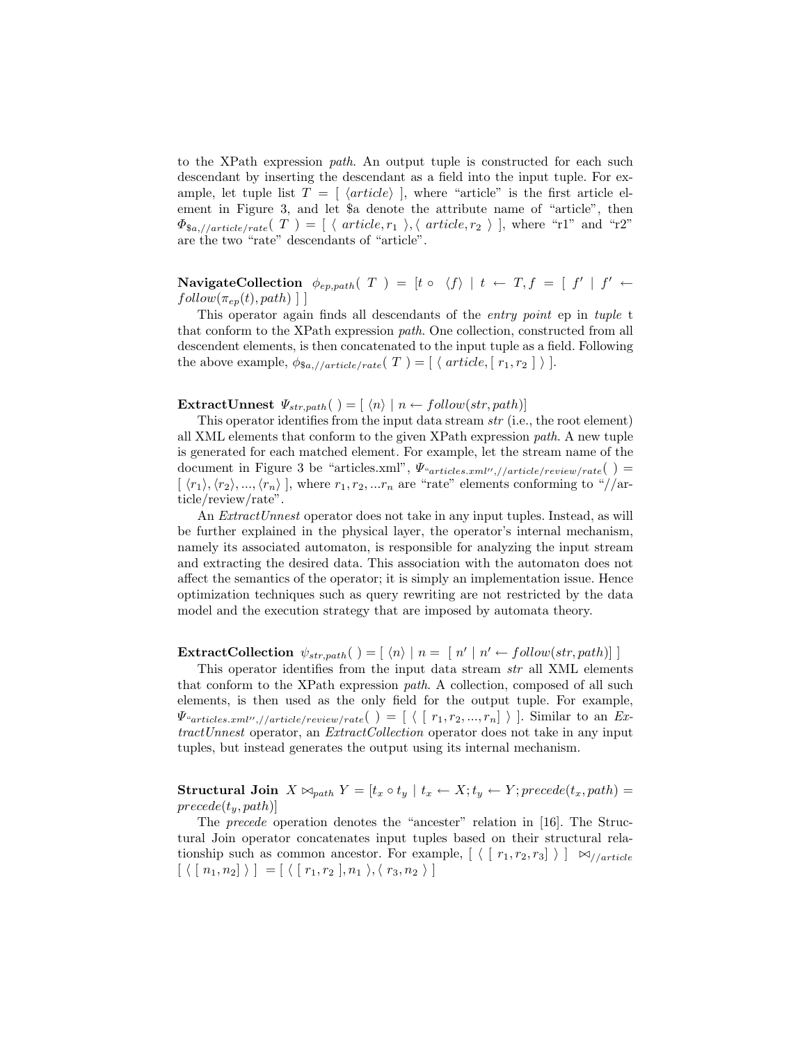to the XPath expression *path*. An output tuple is constructed for each such descendant by inserting the descendant as a field into the input tuple. For example, let tuple list $T = [\ \langle article \rangle\ ]$, where "article" is the first article element in Figure 3, and let \$a denote the attribute name of "article", then $\Phi_{\$a,//article/rate}(\ T\ ) = [\ \langle\ article, r_1\ \rangle, \langle\ article, r_2\ \rangle\ ]$, where "r1" and "r2" are the two "rate" descendants of "article".

**NavigateCollection** $\phi_{ep,path}(\ T\ ) = [t \circ\ \langle f \rangle\ \mid\ t\ \leftarrow\ T, f\ =\ [\ f'\ \mid\ f'\ \leftarrow follow(\pi_{ep}(t), path)\ ]\ ]$

This operator again finds all descendants of the *entry point* ep in *tuple* t that conform to the XPath expression *path*. One collection, constructed from all descendent elements, is then concatenated to the input tuple as a field. Following the above example, $\phi_{\$a,//article/rate}(\ T\ ) = [\ \langle\ article, [\ r_1, r_2\ ]\ \rangle\ ]$.

**ExtractUnnest** $\Psi_{str,path}(\ ) = [\ \langle n \rangle\ \mid\ n \leftarrow follow(str, path)]$

This operator identifies from the input data stream *str* (i.e., the root element) all XML elements that conform to the given XPath expression *path*. A new tuple is generated for each matched element. For example, let the stream name of the document in Figure 3 be "articles.xml", $\Psi_{``articles.xml'',//article/review/rate}(\ ) = [\ \langle r_1 \rangle, \langle r_2 \rangle, ..., \langle r_n \rangle\ ]$, where $r_1, r_2, ...r_n$ are "rate" elements conforming to "//article/review/rate".

An *ExtractUnnest* operator does not take in any input tuples. Instead, as will be further explained in the physical layer, the operator's internal mechanism, namely its associated automaton, is responsible for analyzing the input stream and extracting the desired data. This association with the automaton does not affect the semantics of the operator; it is simply an implementation issue. Hence optimization techniques such as query rewriting are not restricted by the data model and the execution strategy that are imposed by automata theory.

**ExtractCollection** $\psi_{str,path}(\ ) = [\ \langle n \rangle\ \mid\ n =\ [\ n'\ \mid\ n' \leftarrow follow(str, path)]\ ]$

This operator identifies from the input data stream *str* all XML elements that conform to the XPath expression *path*. A collection, composed of all such elements, is then used as the only field for the output tuple. For example, $\Psi_{``articles.xml'',//article/review/rate}(\ ) = [\ \langle\ [\ r_1, r_2, ..., r_n]\ \rangle\ ]$. Similar to an *ExtractUnnest* operator, an *ExtractCollection* operator does not take in any input tuples, but instead generates the output using its internal mechanism.

**Structural Join** $X \bowtie_{path} Y = [t_x \circ t_y\ \mid\ t_x \leftarrow X; t_y \leftarrow Y; precede(t_x, path) = precede(t_y, path)]$

The *precede* operation denotes the "ancester" relation in [16]. The Structural Join operator concatenates input tuples based on their structural relationship such as common ancestor. For example, $[\ \langle\ [\ r_1, r_2, r_3]\ \rangle\ ]\ \bowtie_{//article} [\ \langle\ [\ n_1, n_2]\ \rangle\ ]\ = [\ \langle\ [\ r_1, r_2\ ], n_1\ \rangle, \langle\ r_3, n_2\ \rangle\ ]$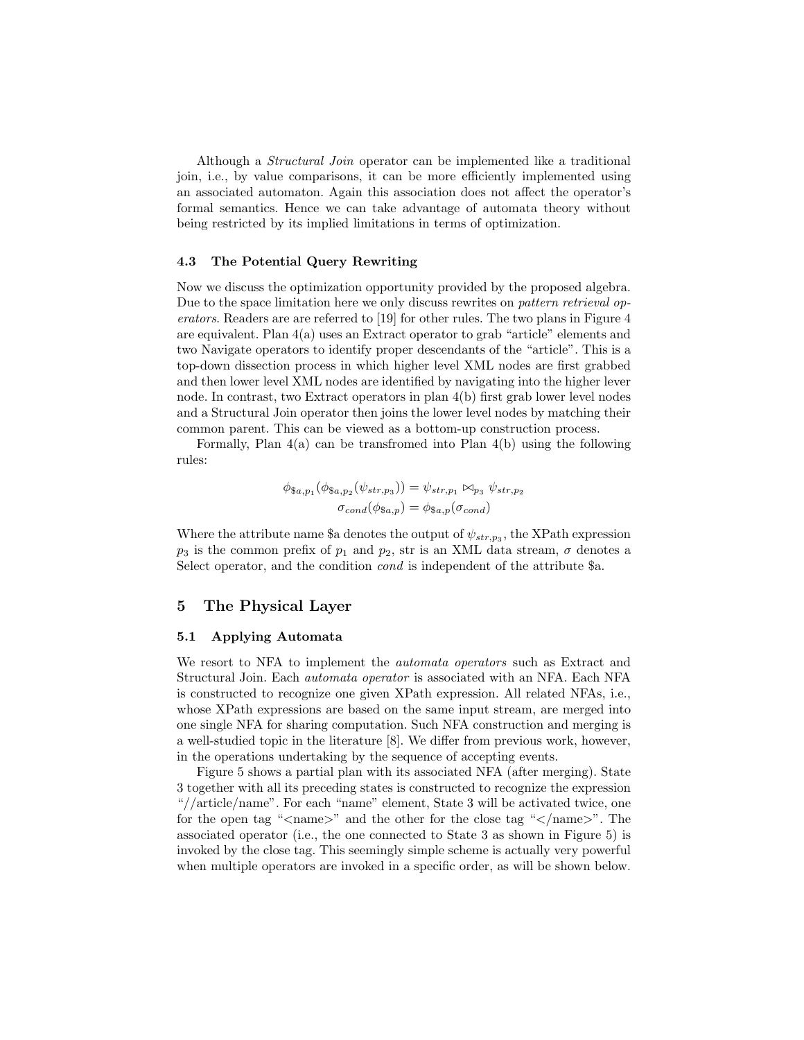Although a *Structural Join* operator can be implemented like a traditional join, i.e., by value comparisons, it can be more efficiently implemented using an associated automaton. Again this association does not affect the operator's formal semantics. Hence we can take advantage of automata theory without being restricted by its implied limitations in terms of optimization.

### 4.3 The Potential Query Rewriting

Now we discuss the optimization opportunity provided by the proposed algebra. Due to the space limitation here we only discuss rewrites on *pattern retrieval operators*. Readers are are referred to [19] for other rules. The two plans in Figure 4 are equivalent. Plan 4(a) uses an Extract operator to grab "article" elements and two Navigate operators to identify proper descendants of the "article". This is a top-down dissection process in which higher level XML nodes are first grabbed and then lower level XML nodes are identified by navigating into the higher lever node. In contrast, two Extract operators in plan 4(b) first grab lower level nodes and a Structural Join operator then joins the lower level nodes by matching their common parent. This can be viewed as a bottom-up construction process.

Formally, Plan 4(a) can be transfromed into Plan 4(b) using the following rules:

$$\phi_{\$a,p_1}(\phi_{\$a,p_2}(\psi_{str,p_3})) = \psi_{str,p_1} \bowtie_{p_3} \psi_{str,p_2}$$
$$\sigma_{cond}(\phi_{\$a,p}) = \phi_{\$a,p}(\sigma_{cond})$$

Where the attribute name \$a denotes the output of $\psi_{str,p_3}$, the XPath expression $p_3$ is the common prefix of $p_1$ and $p_2$, str is an XML data stream, $\sigma$ denotes a Select operator, and the condition *cond* is independent of the attribute \$a.

## 5 The Physical Layer

### 5.1 Applying Automata

We resort to NFA to implement the *automata operators* such as Extract and Structural Join. Each *automata operator* is associated with an NFA. Each NFA is constructed to recognize one given XPath expression. All related NFAs, i.e., whose XPath expressions are based on the same input stream, are merged into one single NFA for sharing computation. Such NFA construction and merging is a well-studied topic in the literature [8]. We differ from previous work, however, in the operations undertaking by the sequence of accepting events.

Figure 5 shows a partial plan with its associated NFA (after merging). State 3 together with all its preceding states is constructed to recognize the expression "//article/name". For each "name" element, State 3 will be activated twice, one for the open tag "<name>" and the other for the close tag "</name>". The associated operator (i.e., the one connected to State 3 as shown in Figure 5) is invoked by the close tag. This seemingly simple scheme is actually very powerful when multiple operators are invoked in a specific order, as will be shown below.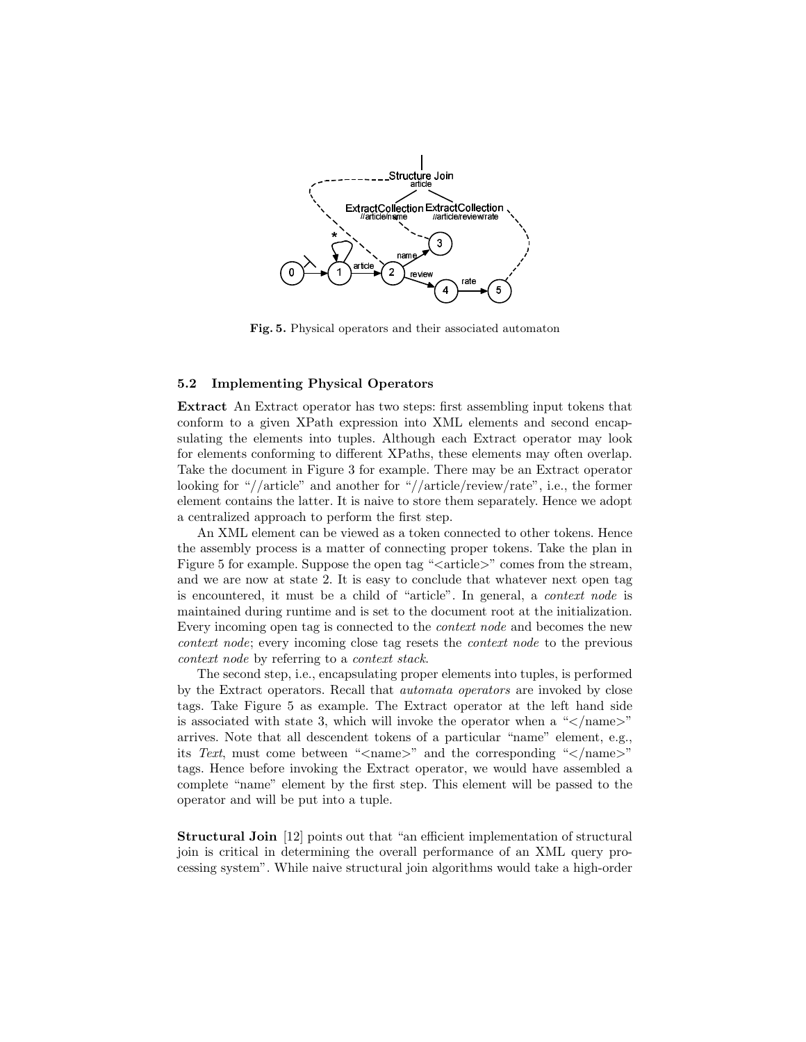Structure Join
article
ExtractCollection
//article/name
ExtractCollection
//article/review/rate
*
0
1
article
2
name
3
review
4
rate
5

**Fig. 5.** Physical operators and their associated automaton

### 5.2 Implementing Physical Operators

**Extract** An Extract operator has two steps: first assembling input tokens that conform to a given XPath expression into XML elements and second encapsulating the elements into tuples. Although each Extract operator may look for elements conforming to different XPaths, these elements may often overlap. Take the document in Figure 3 for example. There may be an Extract operator looking for "//article" and another for "//article/review/rate", i.e., the former element contains the latter. It is naive to store them separately. Hence we adopt a centralized approach to perform the first step.

An XML element can be viewed as a token connected to other tokens. Hence the assembly process is a matter of connecting proper tokens. Take the plan in Figure 5 for example. Suppose the open tag "<article>" comes from the stream, and we are now at state 2. It is easy to conclude that whatever next open tag is encountered, it must be a child of "article". In general, a *context node* is maintained during runtime and is set to the document root at the initialization. Every incoming open tag is connected to the *context node* and becomes the new *context node*; every incoming close tag resets the *context node* to the previous *context node* by referring to a *context stack*.

The second step, i.e., encapsulating proper elements into tuples, is performed by the Extract operators. Recall that *automata operators* are invoked by close tags. Take Figure 5 as example. The Extract operator at the left hand side is associated with state 3, which will invoke the operator when a "</name>" arrives. Note that all descendent tokens of a particular "name" element, e.g., its *Text*, must come between "<name>" and the corresponding "</name>" tags. Hence before invoking the Extract operator, we would have assembled a complete "name" element by the first step. This element will be passed to the operator and will be put into a tuple.

**Structural Join** [12] points out that "an efficient implementation of structural join is critical in determining the overall performance of an XML query processing system". While naive structural join algorithms would take a high-order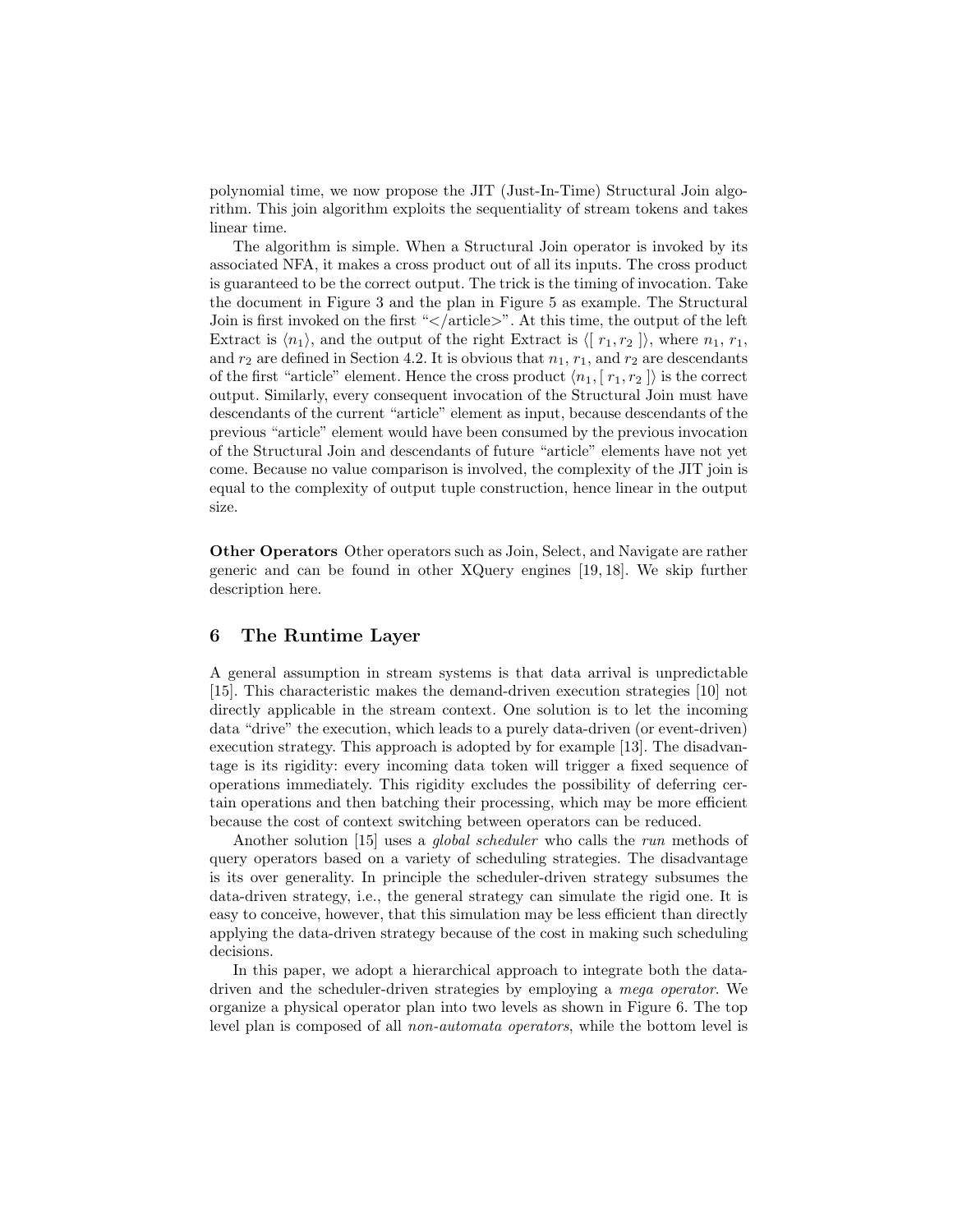polynomial time, we now propose the JIT (Just-In-Time) Structural Join algorithm. This join algorithm exploits the sequentiality of stream tokens and takes linear time.

The algorithm is simple. When a Structural Join operator is invoked by its associated NFA, it makes a cross product out of all its inputs. The cross product is guaranteed to be the correct output. The trick is the timing of invocation. Take the document in Figure 3 and the plan in Figure 5 as example. The Structural Join is first invoked on the first "</article>". At this time, the output of the left Extract is $\langle n_1 \rangle$, and the output of the right Extract is $\langle [\, r_1, r_2 \,] \rangle$, where $n_1$, $r_1$, and $r_2$ are defined in Section 4.2. It is obvious that $n_1$, $r_1$, and $r_2$ are descendants of the first "article" element. Hence the cross product $\langle n_1, [\, r_1, r_2 \,] \rangle$ is the correct output. Similarly, every consequent invocation of the Structural Join must have descendants of the current "article" element as input, because descendants of the previous "article" element would have been consumed by the previous invocation of the Structural Join and descendants of future "article" elements have not yet come. Because no value comparison is involved, the complexity of the JIT join is equal to the complexity of output tuple construction, hence linear in the output size.

**Other Operators** Other operators such as Join, Select, and Navigate are rather generic and can be found in other XQuery engines [19, 18]. We skip further description here.

## 6 The Runtime Layer

A general assumption in stream systems is that data arrival is unpredictable [15]. This characteristic makes the demand-driven execution strategies [10] not directly applicable in the stream context. One solution is to let the incoming data "drive" the execution, which leads to a purely data-driven (or event-driven) execution strategy. This approach is adopted by for example [13]. The disadvantage is its rigidity: every incoming data token will trigger a fixed sequence of operations immediately. This rigidity excludes the possibility of deferring certain operations and then batching their processing, which may be more efficient because the cost of context switching between operators can be reduced.

Another solution [15] uses a *global scheduler* who calls the *run* methods of query operators based on a variety of scheduling strategies. The disadvantage is its over generality. In principle the scheduler-driven strategy subsumes the data-driven strategy, i.e., the general strategy can simulate the rigid one. It is easy to conceive, however, that this simulation may be less efficient than directly applying the data-driven strategy because of the cost in making such scheduling decisions.

In this paper, we adopt a hierarchical approach to integrate both the data-driven and the scheduler-driven strategies by employing a *mega operator*. We organize a physical operator plan into two levels as shown in Figure 6. The top level plan is composed of all *non-automata operators*, while the bottom level is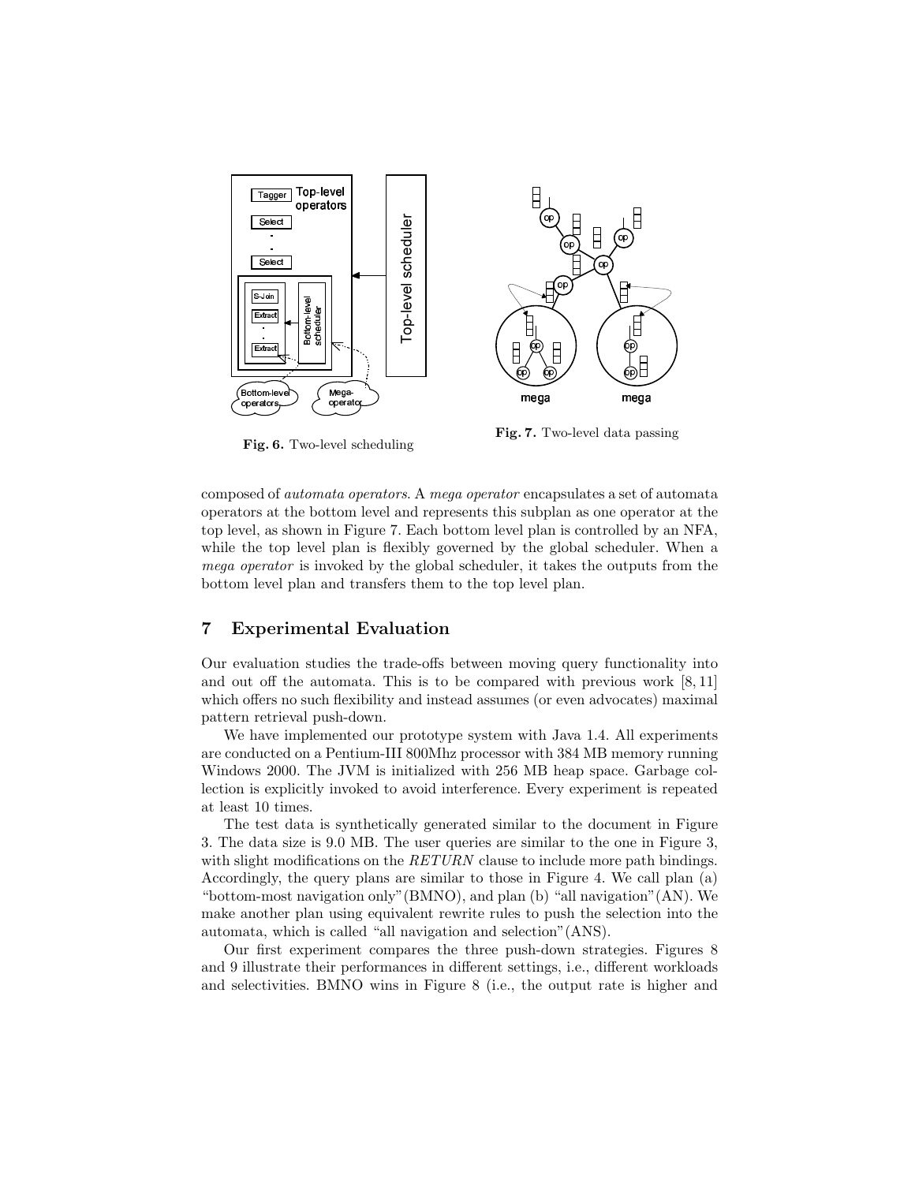Fig. 6. Two-level scheduling

Fig. 7. Two-level data passing

composed of *automata operators*. A *mega operator* encapsulates a set of automata operators at the bottom level and represents this subplan as one operator at the top level, as shown in Figure 7. Each bottom level plan is controlled by an NFA, while the top level plan is flexibly governed by the global scheduler. When a *mega operator* is invoked by the global scheduler, it takes the outputs from the bottom level plan and transfers them to the top level plan.

## 7 Experimental Evaluation

Our evaluation studies the trade-offs between moving query functionality into and out off the automata. This is to be compared with previous work [8, 11] which offers no such flexibility and instead assumes (or even advocates) maximal pattern retrieval push-down.

We have implemented our prototype system with Java 1.4. All experiments are conducted on a Pentium-III 800Mhz processor with 384 MB memory running Windows 2000. The JVM is initialized with 256 MB heap space. Garbage collection is explicitly invoked to avoid interference. Every experiment is repeated at least 10 times.

The test data is synthetically generated similar to the document in Figure 3. The data size is 9.0 MB. The user queries are similar to the one in Figure 3, with slight modifications on the *RETURN* clause to include more path bindings. Accordingly, the query plans are similar to those in Figure 4. We call plan (a) "bottom-most navigation only"(BMNO), and plan (b) "all navigation"(AN). We make another plan using equivalent rewrite rules to push the selection into the automata, which is called "all navigation and selection"(ANS).

Our first experiment compares the three push-down strategies. Figures 8 and 9 illustrate their performances in different settings, i.e., different workloads and selectivities. BMNO wins in Figure 8 (i.e., the output rate is higher and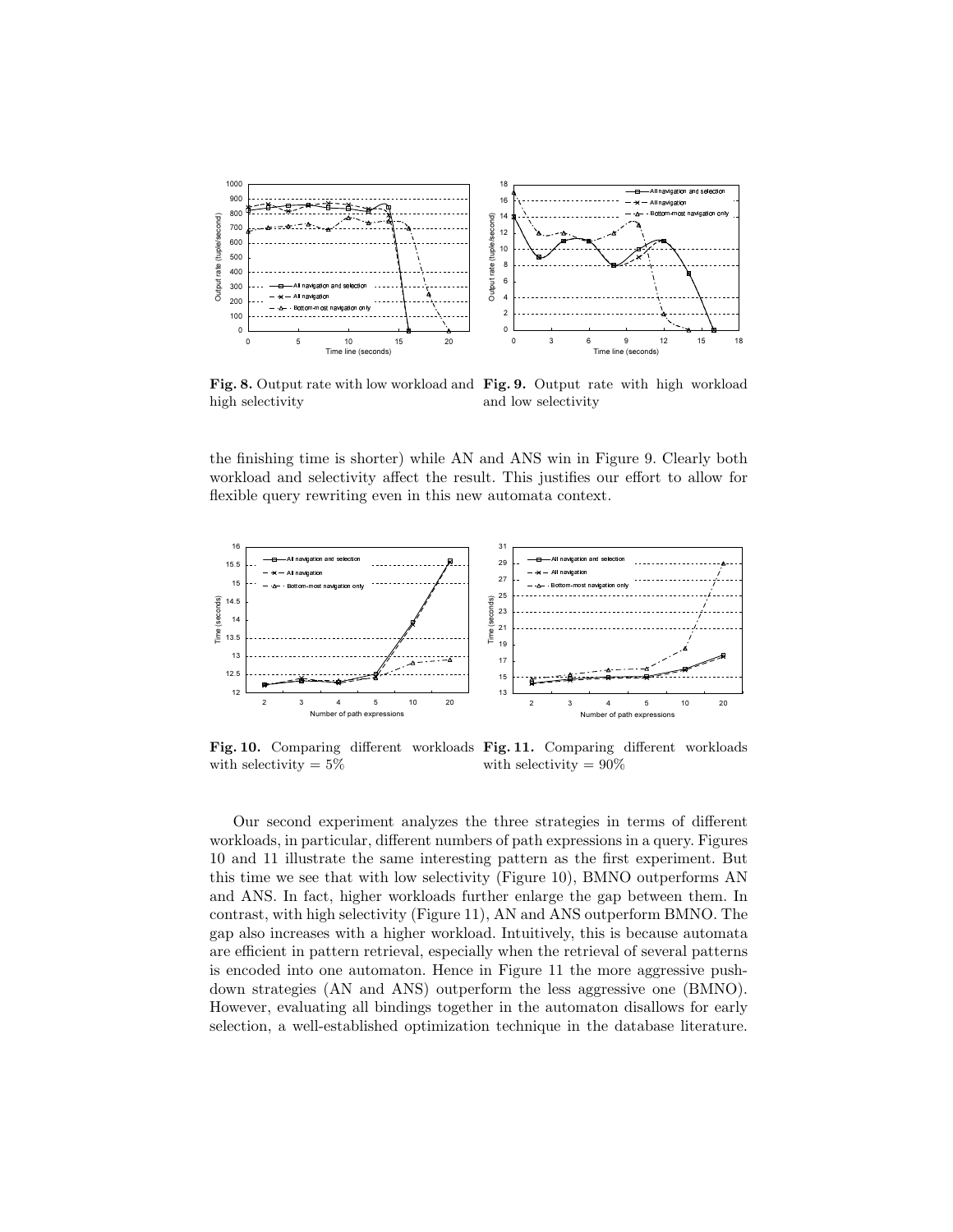**Fig. 8.** Output rate with low workload and high selectivity

**Fig. 9.** Output rate with high workload and low selectivity

the finishing time is shorter) while AN and ANS win in Figure 9. Clearly both workload and selectivity affect the result. This justifies our effort to allow for flexible query rewriting even in this new automata context.

**Fig. 10.** Comparing different workloads with selectivity = 5%

**Fig. 11.** Comparing different workloads with selectivity = 90%

Our second experiment analyzes the three strategies in terms of different workloads, in particular, different numbers of path expressions in a query. Figures 10 and 11 illustrate the same interesting pattern as the first experiment. But this time we see that with low selectivity (Figure 10), BMNO outperforms AN and ANS. In fact, higher workloads further enlarge the gap between them. In contrast, with high selectivity (Figure 11), AN and ANS outperform BMNO. The gap also increases with a higher workload. Intuitively, this is because automata are efficient in pattern retrieval, especially when the retrieval of several patterns is encoded into one automaton. Hence in Figure 11 the more aggressive push-down strategies (AN and ANS) outperform the less aggressive one (BMNO). However, evaluating all bindings together in the automaton disallows for early selection, a well-established optimization technique in the database literature.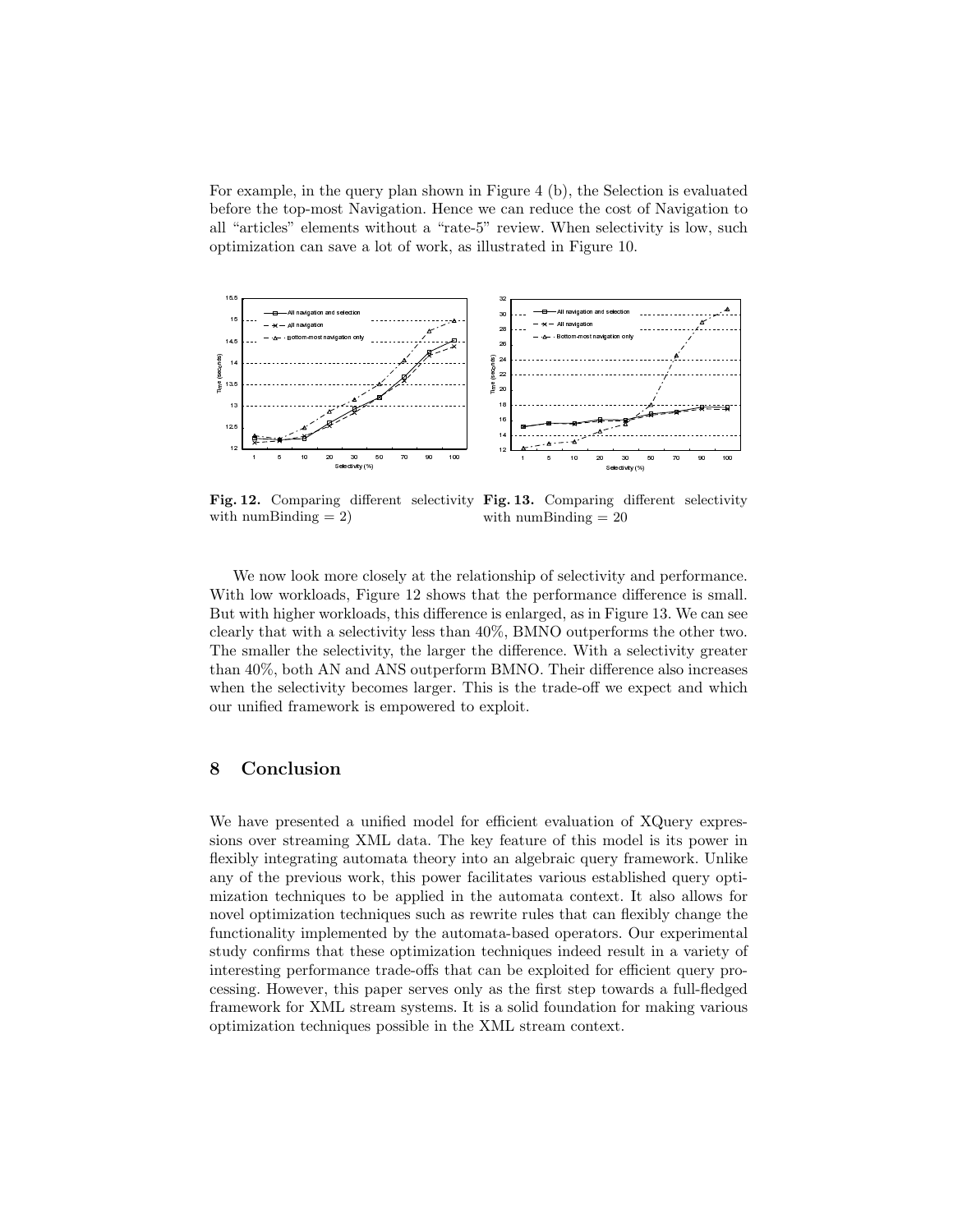For example, in the query plan shown in Figure 4 (b), the Selection is evaluated before the top-most Navigation. Hence we can reduce the cost of Navigation to all "articles" elements without a "rate-5" review. When selectivity is low, such optimization can save a lot of work, as illustrated in Figure 10.

**Fig. 12.** Comparing different selectivity with numBinding = 2)

**Fig. 13.** Comparing different selectivity with numBinding = 20

We now look more closely at the relationship of selectivity and performance. With low workloads, Figure 12 shows that the performance difference is small. But with higher workloads, this difference is enlarged, as in Figure 13. We can see clearly that with a selectivity less than 40%, BMNO outperforms the other two. The smaller the selectivity, the larger the difference. With a selectivity greater than 40%, both AN and ANS outperform BMNO. Their difference also increases when the selectivity becomes larger. This is the trade-off we expect and which our unified framework is empowered to exploit.

## 8 Conclusion

We have presented a unified model for efficient evaluation of XQuery expressions over streaming XML data. The key feature of this model is its power in flexibly integrating automata theory into an algebraic query framework. Unlike any of the previous work, this power facilitates various established query optimization techniques to be applied in the automata context. It also allows for novel optimization techniques such as rewrite rules that can flexibly change the functionality implemented by the automata-based operators. Our experimental study confirms that these optimization techniques indeed result in a variety of interesting performance trade-offs that can be exploited for efficient query processing. However, this paper serves only as the first step towards a full-fledged framework for XML stream systems. It is a solid foundation for making various optimization techniques possible in the XML stream context.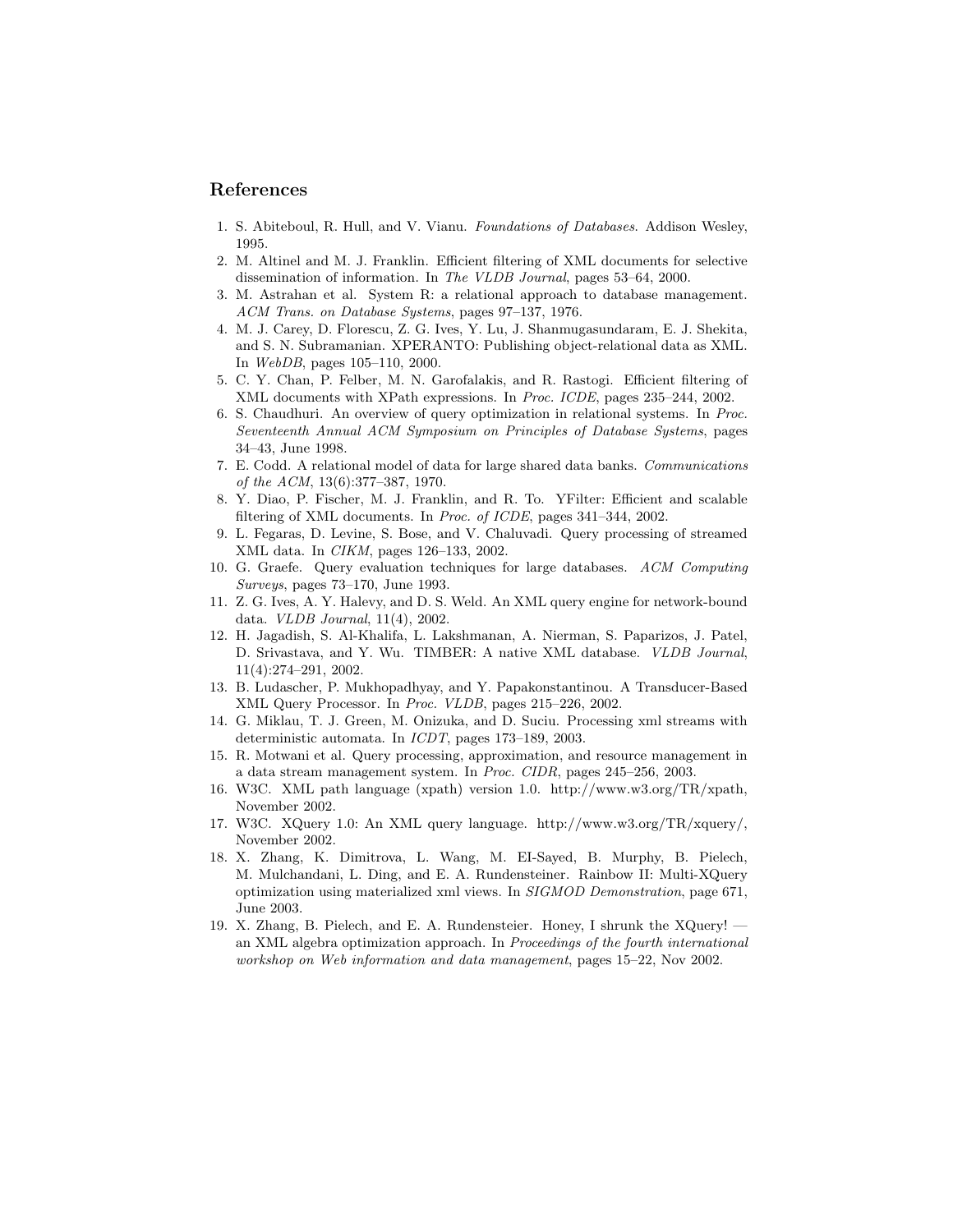## References

1. S. Abiteboul, R. Hull, and V. Vianu. *Foundations of Databases*. Addison Wesley, 1995.
2. M. Altinel and M. J. Franklin. Efficient filtering of XML documents for selective dissemination of information. In *The VLDB Journal*, pages 53–64, 2000.
3. M. Astrahan et al. System R: a relational approach to database management. *ACM Trans. on Database Systems*, pages 97–137, 1976.
4. M. J. Carey, D. Florescu, Z. G. Ives, Y. Lu, J. Shanmugasundaram, E. J. Shekita, and S. N. Subramanian. XPERANTO: Publishing object-relational data as XML. In *WebDB*, pages 105–110, 2000.
5. C. Y. Chan, P. Felber, M. N. Garofalakis, and R. Rastogi. Efficient filtering of XML documents with XPath expressions. In *Proc. ICDE*, pages 235–244, 2002.
6. S. Chaudhuri. An overview of query optimization in relational systems. In *Proc. Seventeenth Annual ACM Symposium on Principles of Database Systems*, pages 34–43, June 1998.
7. E. Codd. A relational model of data for large shared data banks. *Communications of the ACM*, 13(6):377–387, 1970.
8. Y. Diao, P. Fischer, M. J. Franklin, and R. To. YFilter: Efficient and scalable filtering of XML documents. In *Proc. of ICDE*, pages 341–344, 2002.
9. L. Fegaras, D. Levine, S. Bose, and V. Chaluvadi. Query processing of streamed XML data. In *CIKM*, pages 126–133, 2002.
10. G. Graefe. Query evaluation techniques for large databases. *ACM Computing Surveys*, pages 73–170, June 1993.
11. Z. G. Ives, A. Y. Halevy, and D. S. Weld. An XML query engine for network-bound data. *VLDB Journal*, 11(4), 2002.
12. H. Jagadish, S. Al-Khalifa, L. Lakshmanan, A. Nierman, S. Paparizos, J. Patel, D. Srivastava, and Y. Wu. TIMBER: A native XML database. *VLDB Journal*, 11(4):274–291, 2002.
13. B. Ludascher, P. Mukhopadhyay, and Y. Papakonstantinou. A Transducer-Based XML Query Processor. In *Proc. VLDB*, pages 215–226, 2002.
14. G. Miklau, T. J. Green, M. Onizuka, and D. Suciu. Processing xml streams with deterministic automata. In *ICDT*, pages 173–189, 2003.
15. R. Motwani et al. Query processing, approximation, and resource management in a data stream management system. In *Proc. CIDR*, pages 245–256, 2003.
16. W3C. XML path language (xpath) version 1.0. http://www.w3.org/TR/xpath, November 2002.
17. W3C. XQuery 1.0: An XML query language. http://www.w3.org/TR/xquery/, November 2002.
18. X. Zhang, K. Dimitrova, L. Wang, M. EI-Sayed, B. Murphy, B. Pielech, M. Mulchandani, L. Ding, and E. A. Rundensteiner. Rainbow II: Multi-XQuery optimization using materialized xml views. In *SIGMOD Demonstration*, page 671, June 2003.
19. X. Zhang, B. Pielech, and E. A. Rundensteier. Honey, I shrunk the XQuery! — an XML algebra optimization approach. In *Proceedings of the fourth international workshop on Web information and data management*, pages 15–22, Nov 2002.